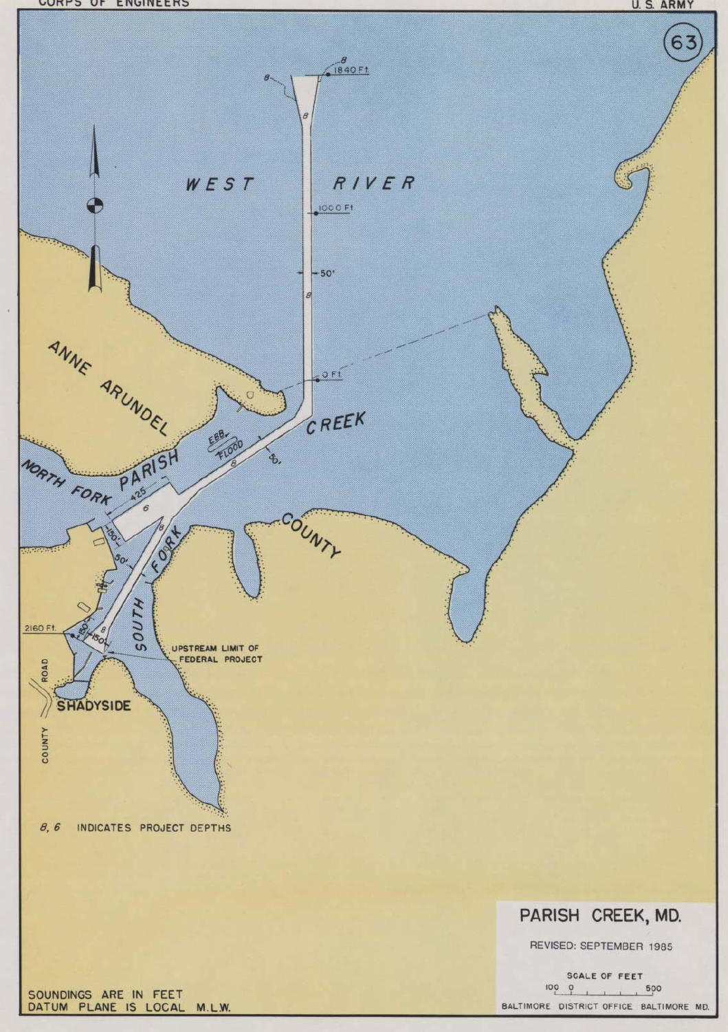CORPS OF ENGINEERS

U.S. ARMY

63

WEST RIVER

1840 Ft

1000 Ft

50'

0 Ft

8

PARISH CREEK

EBB

FLOOD

50'

NORTH FORK

425

6

150'

50'

SOUTH FORK

150'

150'

2160 Ft.

UPSTREAM LIMIT OF FEDERAL PROJECT

ANNE ARUNDEL COUNTY

COUNTY ROAD

SHADYSIDE

8, 6 INDICATES PROJECT DEPTHS

SOUNDINGS ARE IN FEET
DATUM PLANE IS LOCAL M.L.W.

## PARISH CREEK, MD.

REVISED: SEPTEMBER 1985

SCALE OF FEET

100 0 500

BALTIMORE DISTRICT OFFICE BALTIMORE MD.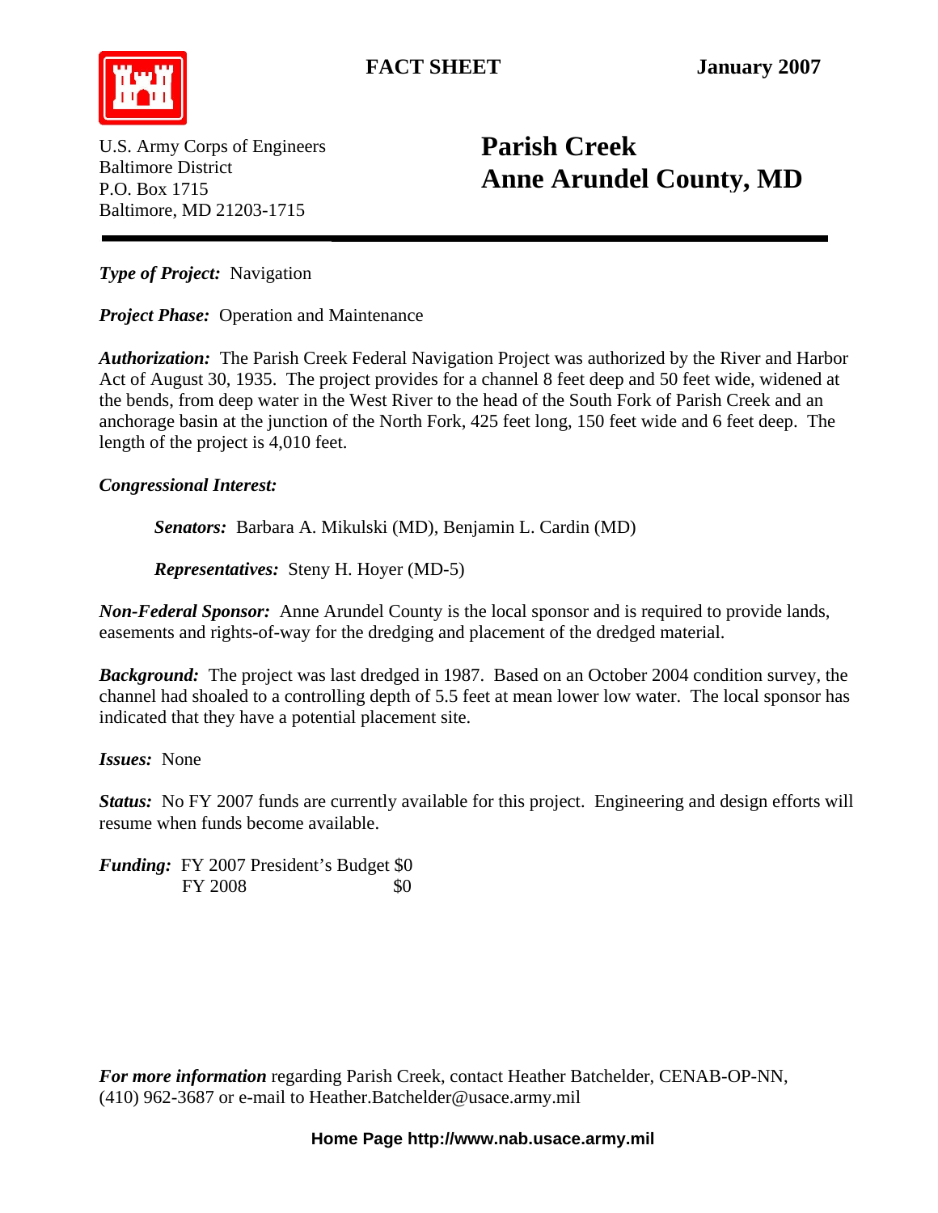**FACT SHEET** **January 2007**

U.S. Army Corps of Engineers
Baltimore District
P.O. Box 1715
Baltimore, MD 21203-1715

# Parish Creek
# Anne Arundel County, MD

***Type of Project:*** Navigation

***Project Phase:*** Operation and Maintenance

***Authorization:*** The Parish Creek Federal Navigation Project was authorized by the River and Harbor Act of August 30, 1935. The project provides for a channel 8 feet deep and 50 feet wide, widened at the bends, from deep water in the West River to the head of the South Fork of Parish Creek and an anchorage basin at the junction of the North Fork, 425 feet long, 150 feet wide and 6 feet deep. The length of the project is 4,010 feet.

***Congressional Interest:***

***Senators:*** Barbara A. Mikulski (MD), Benjamin L. Cardin (MD)

***Representatives:*** Steny H. Hoyer (MD-5)

***Non-Federal Sponsor:*** Anne Arundel County is the local sponsor and is required to provide lands, easements and rights-of-way for the dredging and placement of the dredged material.

***Background:*** The project was last dredged in 1987. Based on an October 2004 condition survey, the channel had shoaled to a controlling depth of 5.5 feet at mean lower low water. The local sponsor has indicated that they have a potential placement site.

***Issues:*** None

***Status:*** No FY 2007 funds are currently available for this project. Engineering and design efforts will resume when funds become available.

***Funding:*** FY 2007 President's Budget $0
FY 2008 $0

***For more information*** regarding Parish Creek, contact Heather Batchelder, CENAB-OP-NN, (410) 962-3687 or e-mail to Heather.Batchelder@usace.army.mil

**Home Page http://www.nab.usace.army.mil**